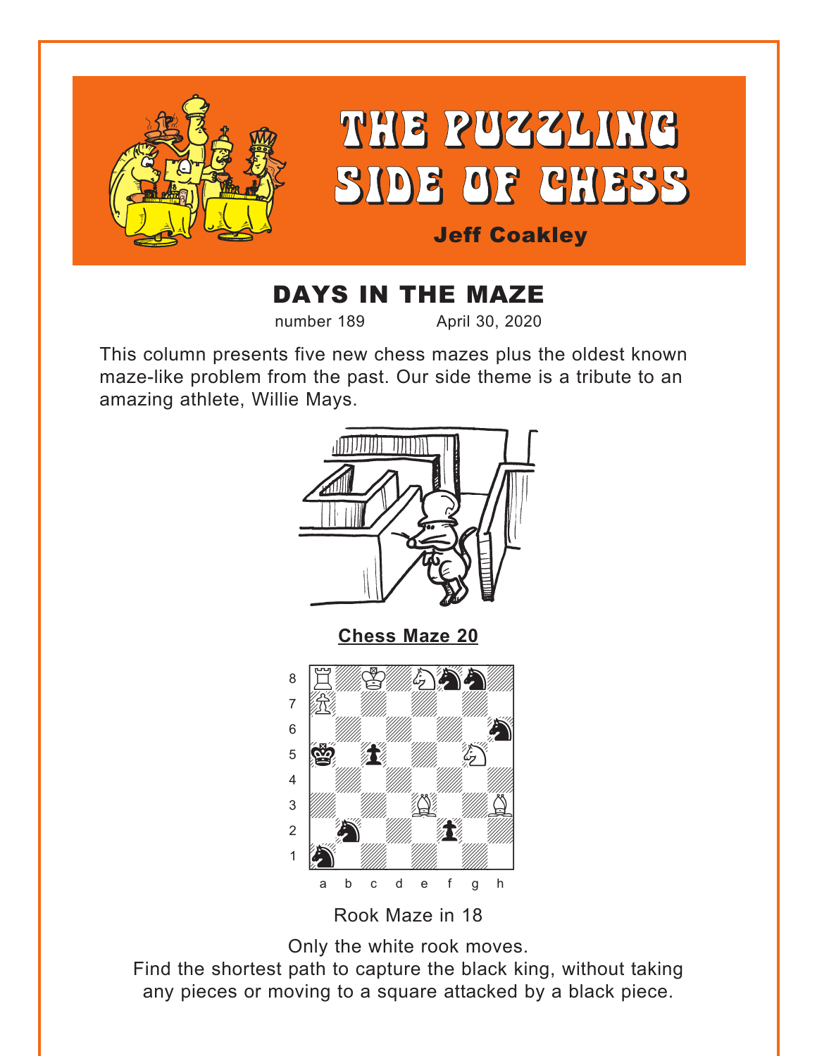# THE PUZZLING SIDE OF CHESS

**Jeff Coakley**

## DAYS IN THE MAZE

number 189 April 30, 2020

This column presents five new chess mazes plus the oldest known maze-like problem from the past. Our side theme is a tribute to an amazing athlete, Willie Mays.

**Chess Maze 20**

Rook Maze in 18

Only the white rook moves.
Find the shortest path to capture the black king, without taking any pieces or moving to a square attacked by a black piece.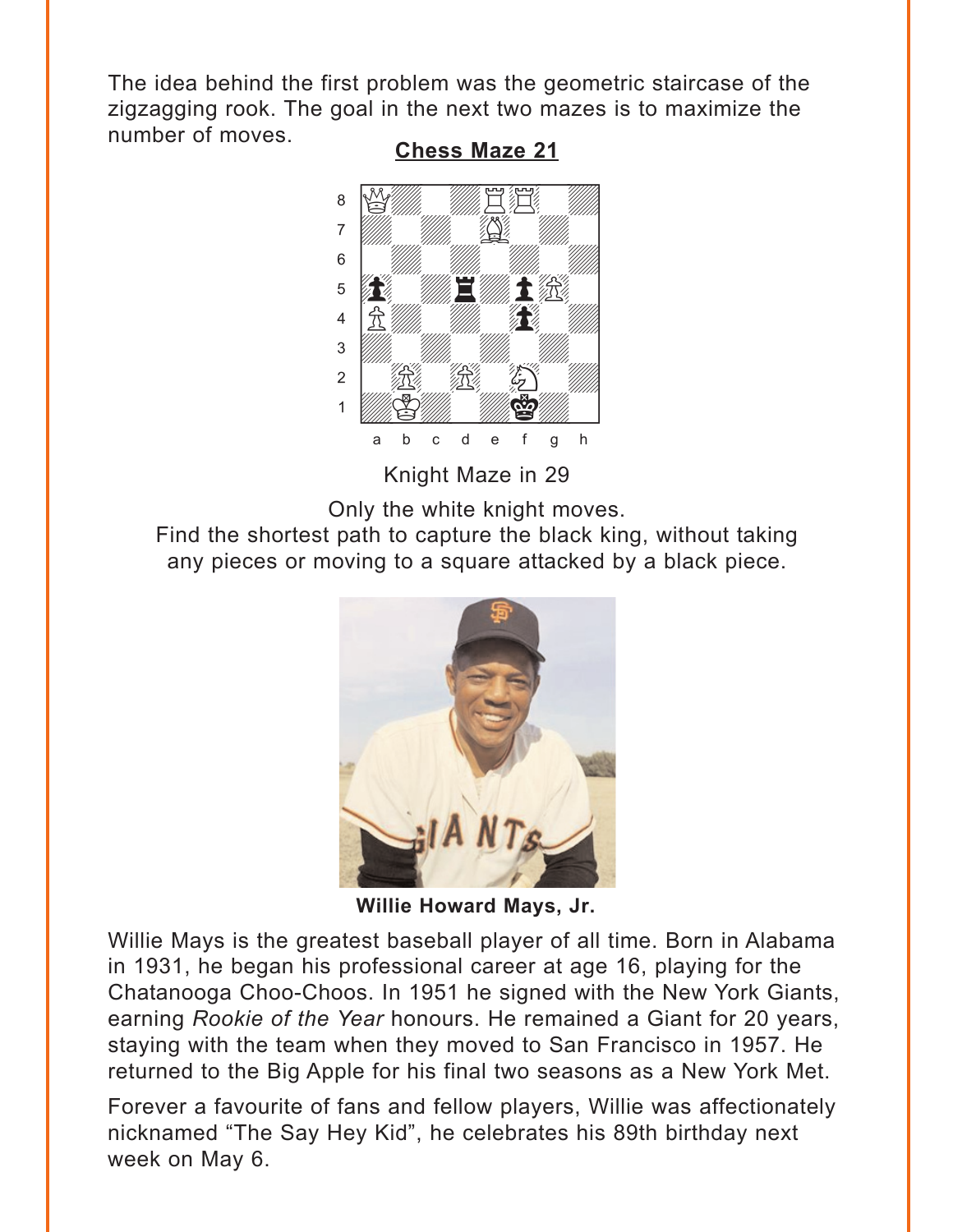The idea behind the first problem was the geometric staircase of the zigzagging rook. The goal in the next two mazes is to maximize the number of moves.

## Chess Maze 21

Knight Maze in 29

Only the white knight moves.
Find the shortest path to capture the black king, without taking any pieces or moving to a square attacked by a black piece.

**Willie Howard Mays, Jr.**

Willie Mays is the greatest baseball player of all time. Born in Alabama in 1931, he began his professional career at age 16, playing for the Chatanooga Choo-Choos. In 1951 he signed with the New York Giants, earning *Rookie of the Year* honours. He remained a Giant for 20 years, staying with the team when they moved to San Francisco in 1957. He returned to the Big Apple for his final two seasons as a New York Met.

Forever a favourite of fans and fellow players, Willie was affectionately nicknamed “The Say Hey Kid”, he celebrates his 89th birthday next week on May 6.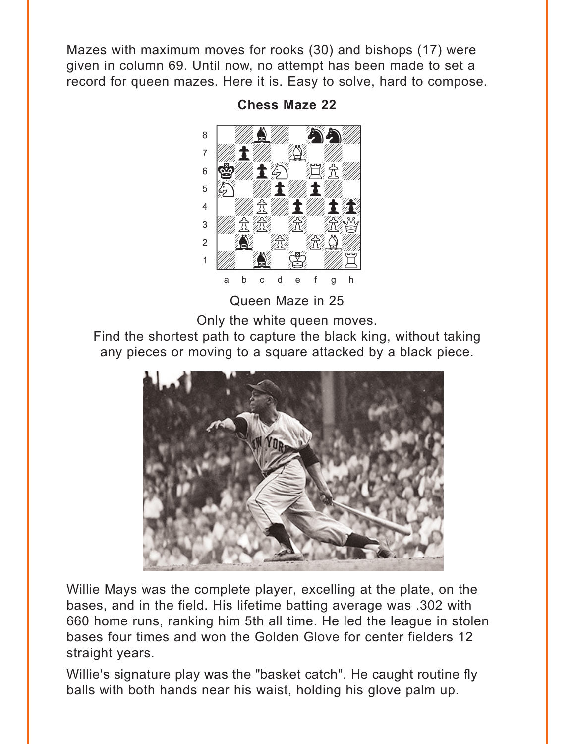Mazes with maximum moves for rooks (30) and bishops (17) were given in column 69. Until now, no attempt has been made to set a record for queen mazes. Here it is. Easy to solve, hard to compose.

**Chess Maze 22**

Queen Maze in 25

Only the white queen moves.
Find the shortest path to capture the black king, without taking any pieces or moving to a square attacked by a black piece.

Willie Mays was the complete player, excelling at the plate, on the bases, and in the field. His lifetime batting average was .302 with 660 home runs, ranking him 5th all time. He led the league in stolen bases four times and won the Golden Glove for center fielders 12 straight years.

Willie's signature play was the "basket catch". He caught routine fly balls with both hands near his waist, holding his glove palm up.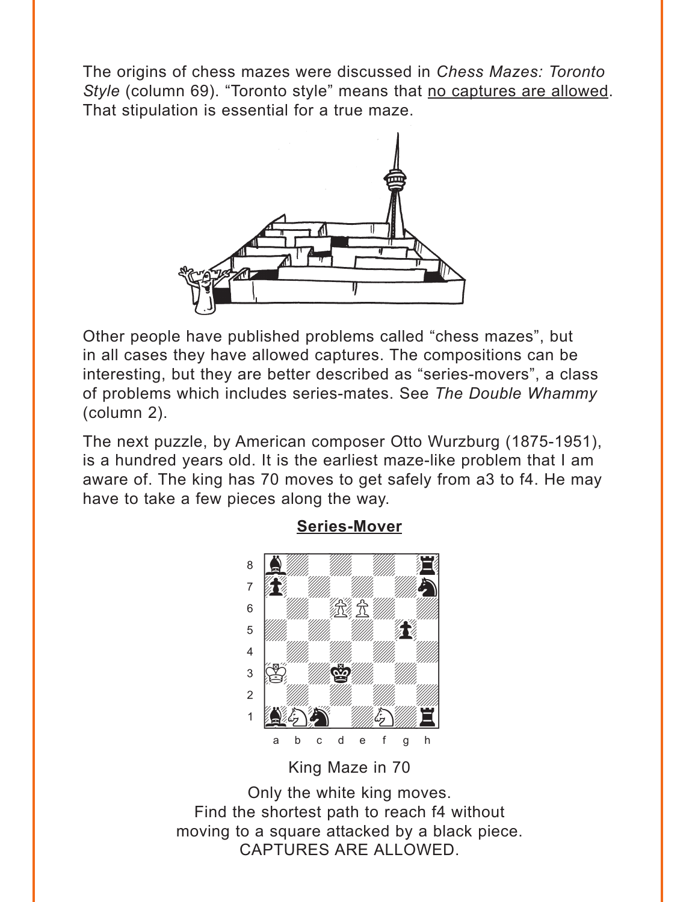The origins of chess mazes were discussed in *Chess Mazes: Toronto Style* (column 69). "Toronto style" means that <u>no captures are allowed</u>. That stipulation is essential for a true maze.

Other people have published problems called "chess mazes", but in all cases they have allowed captures. The compositions can be interesting, but they are better described as "series-movers", a class of problems which includes series-mates. See *The Double Whammy* (column 2).

The next puzzle, by American composer Otto Wurzburg (1875-1951), is a hundred years old. It is the earliest maze-like problem that I am aware of. The king has 70 moves to get safely from a3 to f4. He may have to take a few pieces along the way.

**<u>Series-Mover</u>**

King Maze in 70

Only the white king moves.
Find the shortest path to reach f4 without moving to a square attacked by a black piece.
CAPTURES ARE ALLOWED.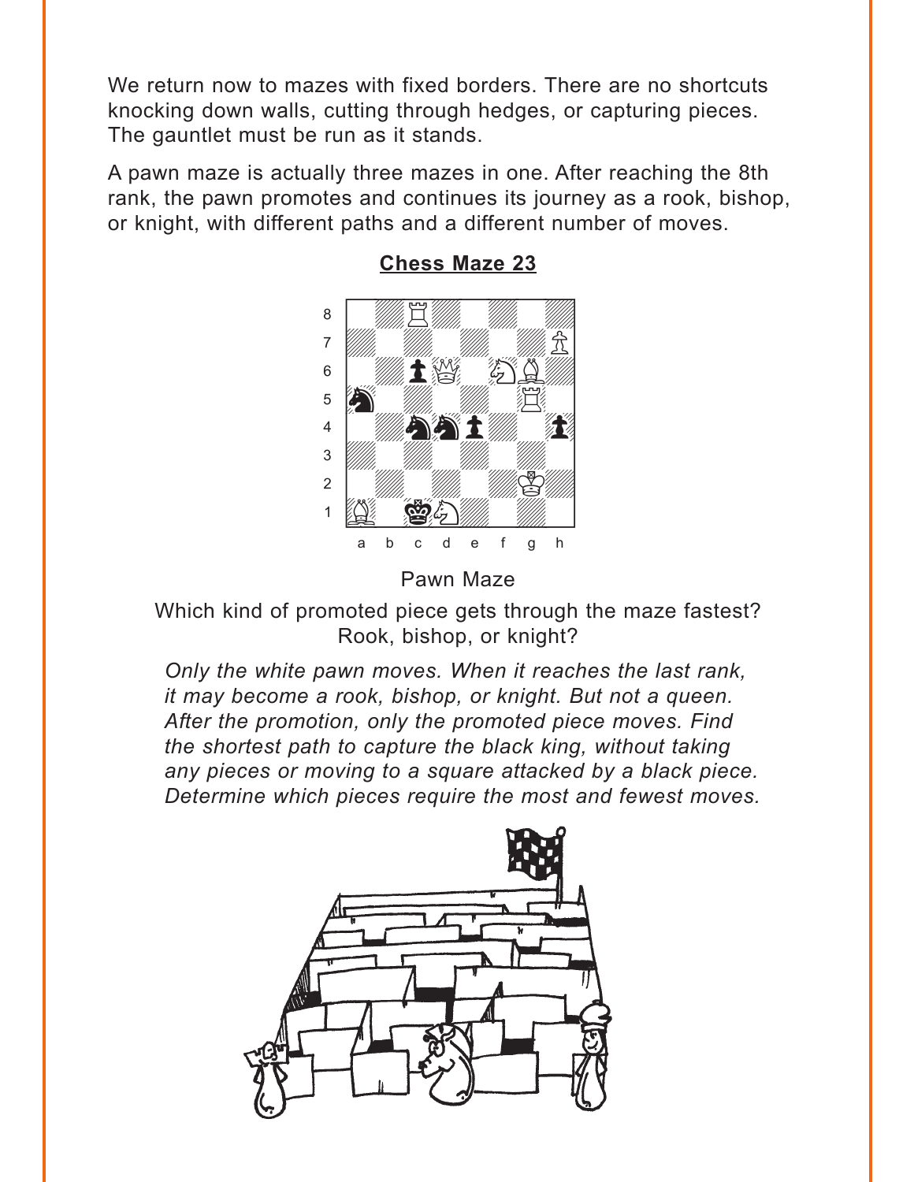We return now to mazes with fixed borders. There are no shortcuts knocking down walls, cutting through hedges, or capturing pieces. The gauntlet must be run as it stands.

A pawn maze is actually three mazes in one. After reaching the 8th rank, the pawn promotes and continues its journey as a rook, bishop, or knight, with different paths and a different number of moves.

## Chess Maze 23

Pawn Maze

Which kind of promoted piece gets through the maze fastest? Rook, bishop, or knight?

*Only the white pawn moves. When it reaches the last rank, it may become a rook, bishop, or knight. But not a queen. After the promotion, only the promoted piece moves. Find the shortest path to capture the black king, without taking any pieces or moving to a square attacked by a black piece. Determine which pieces require the most and fewest moves.*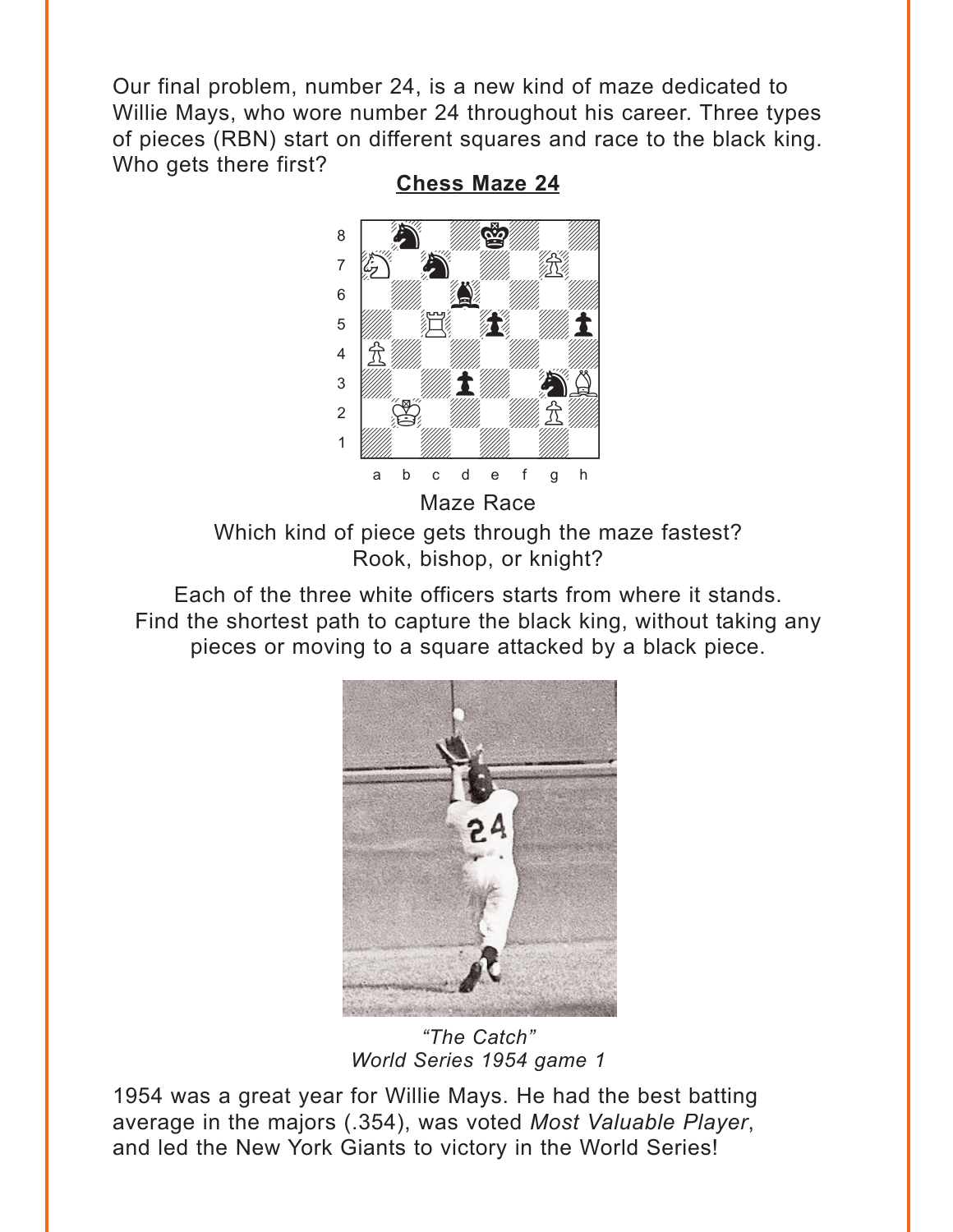Our final problem, number 24, is a new kind of maze dedicated to Willie Mays, who wore number 24 throughout his career. Three types of pieces (RBN) start on different squares and race to the black king. Who gets there first?

## Chess Maze 24

Maze Race

Which kind of piece gets through the maze fastest? Rook, bishop, or knight?

Each of the three white officers starts from where it stands. Find the shortest path to capture the black king, without taking any pieces or moving to a square attacked by a black piece.

*"The Catch"*
*World Series 1954 game 1*

1954 was a great year for Willie Mays. He had the best batting average in the majors (.354), was voted *Most Valuable Player*, and led the New York Giants to victory in the World Series!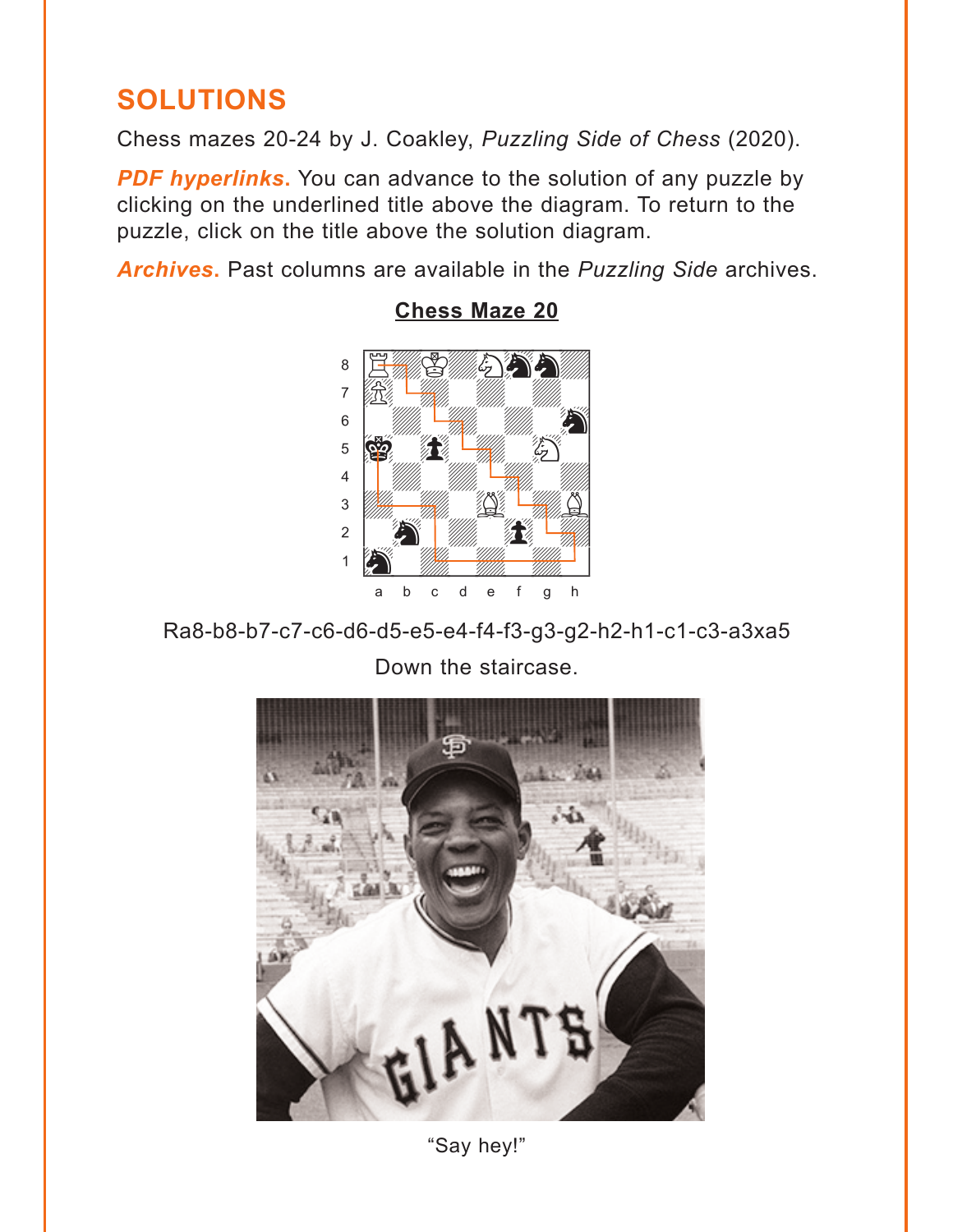## SOLUTIONS

Chess mazes 20-24 by J. Coakley, *Puzzling Side of Chess* (2020).

***PDF hyperlinks***. You can advance to the solution of any puzzle by clicking on the underlined title above the diagram. To return to the puzzle, click on the title above the solution diagram.

***Archives***. Past columns are available in the *Puzzling Side* archives.

### Chess Maze 20

Ra8-b8-b7-c7-c6-d6-d5-e5-e4-f4-f3-g3-g2-h2-h1-c1-c3-a3xa5

Down the staircase.

"Say hey!"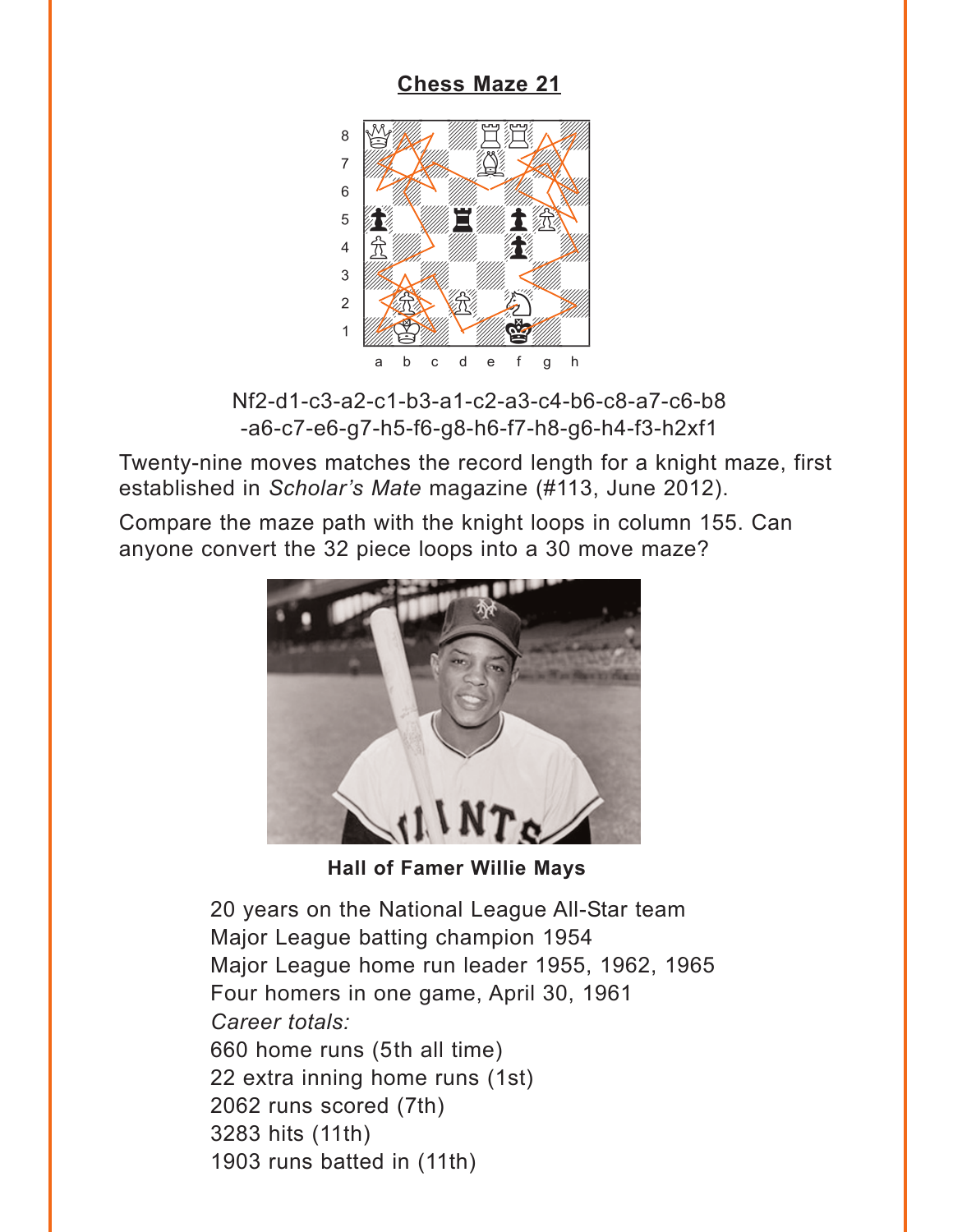## Chess Maze 21

Nf2-d1-c3-a2-c1-b3-a1-c2-a3-c4-b6-c8-a7-c6-b8
-a6-c7-e6-g7-h5-f6-g8-h6-f7-h8-g6-h4-f3-h2xf1

Twenty-nine moves matches the record length for a knight maze, first established in *Scholar's Mate* magazine (#113, June 2012).

Compare the maze path with the knight loops in column 155. Can anyone convert the 32 piece loops into a 30 move maze?

**Hall of Famer Willie Mays**

20 years on the National League All-Star team
Major League batting champion 1954
Major League home run leader 1955, 1962, 1965
Four homers in one game, April 30, 1961
*Career totals:*
660 home runs (5th all time)
22 extra inning home runs (1st)
2062 runs scored (7th)
3283 hits (11th)
1903 runs batted in (11th)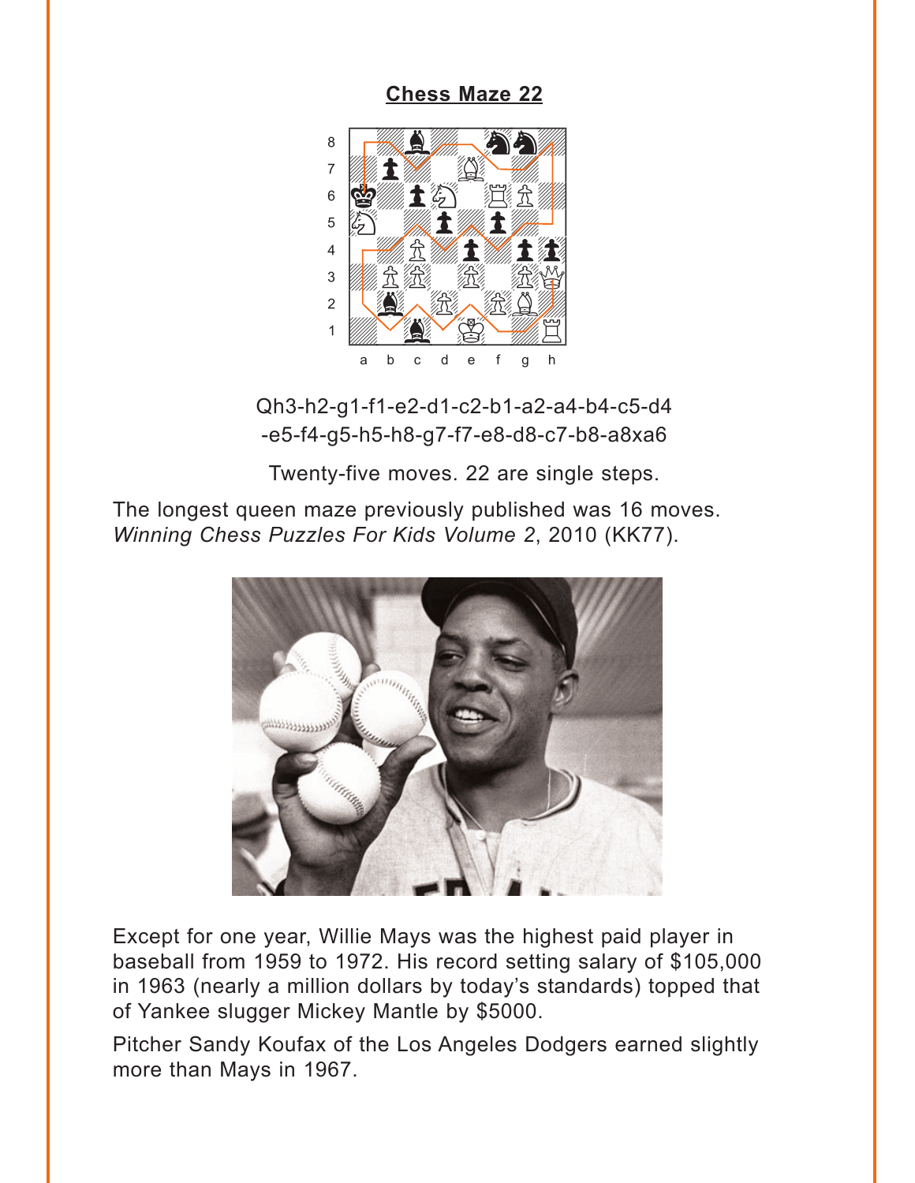## Chess Maze 22

Qh3-h2-g1-f1-e2-d1-c2-b1-a2-a4-b4-c5-d4
-e5-f4-g5-h5-h8-g7-f7-e8-d8-c7-b8-a8xa6

Twenty-five moves. 22 are single steps.

The longest queen maze previously published was 16 moves. *Winning Chess Puzzles For Kids Volume 2*, 2010 (KK77).

Except for one year, Willie Mays was the highest paid player in baseball from 1959 to 1972. His record setting salary of $105,000 in 1963 (nearly a million dollars by today's standards) topped that of Yankee slugger Mickey Mantle by $5000.

Pitcher Sandy Koufax of the Los Angeles Dodgers earned slightly more than Mays in 1967.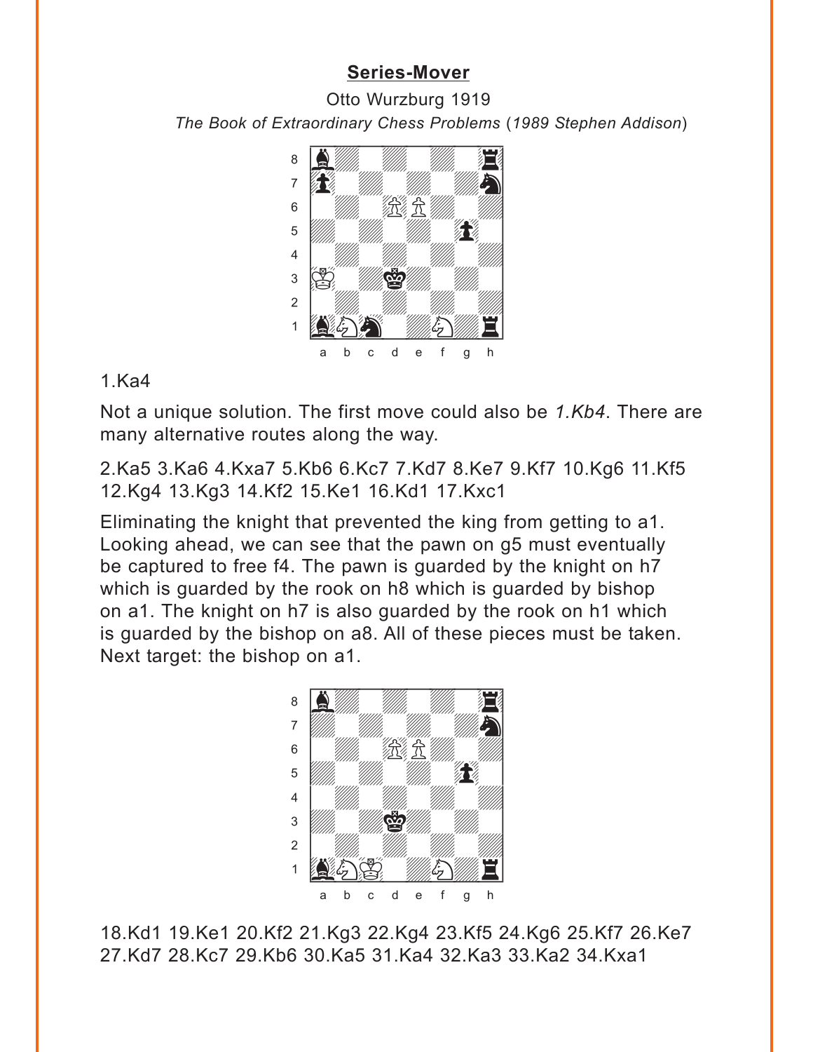## Series-Mover

Otto Wurzburg 1919

*The Book of Extraordinary Chess Problems* (*1989 Stephen Addison*)

1.Ka4

Not a unique solution. The first move could also be *1.Kb4*. There are many alternative routes along the way.

2.Ka5 3.Ka6 4.Kxa7 5.Kb6 6.Kc7 7.Kd7 8.Ke7 9.Kf7 10.Kg6 11.Kf5 12.Kg4 13.Kg3 14.Kf2 15.Ke1 16.Kd1 17.Kxc1

Eliminating the knight that prevented the king from getting to a1. Looking ahead, we can see that the pawn on g5 must eventually be captured to free f4. The pawn is guarded by the knight on h7 which is guarded by the rook on h8 which is guarded by bishop on a1. The knight on h7 is also guarded by the rook on h1 which is guarded by the bishop on a8. All of these pieces must be taken. Next target: the bishop on a1.

18.Kd1 19.Ke1 20.Kf2 21.Kg3 22.Kg4 23.Kf5 24.Kg6 25.Kf7 26.Ke7 27.Kd7 28.Kc7 29.Kb6 30.Ka5 31.Ka4 32.Ka3 33.Ka2 34.Kxa1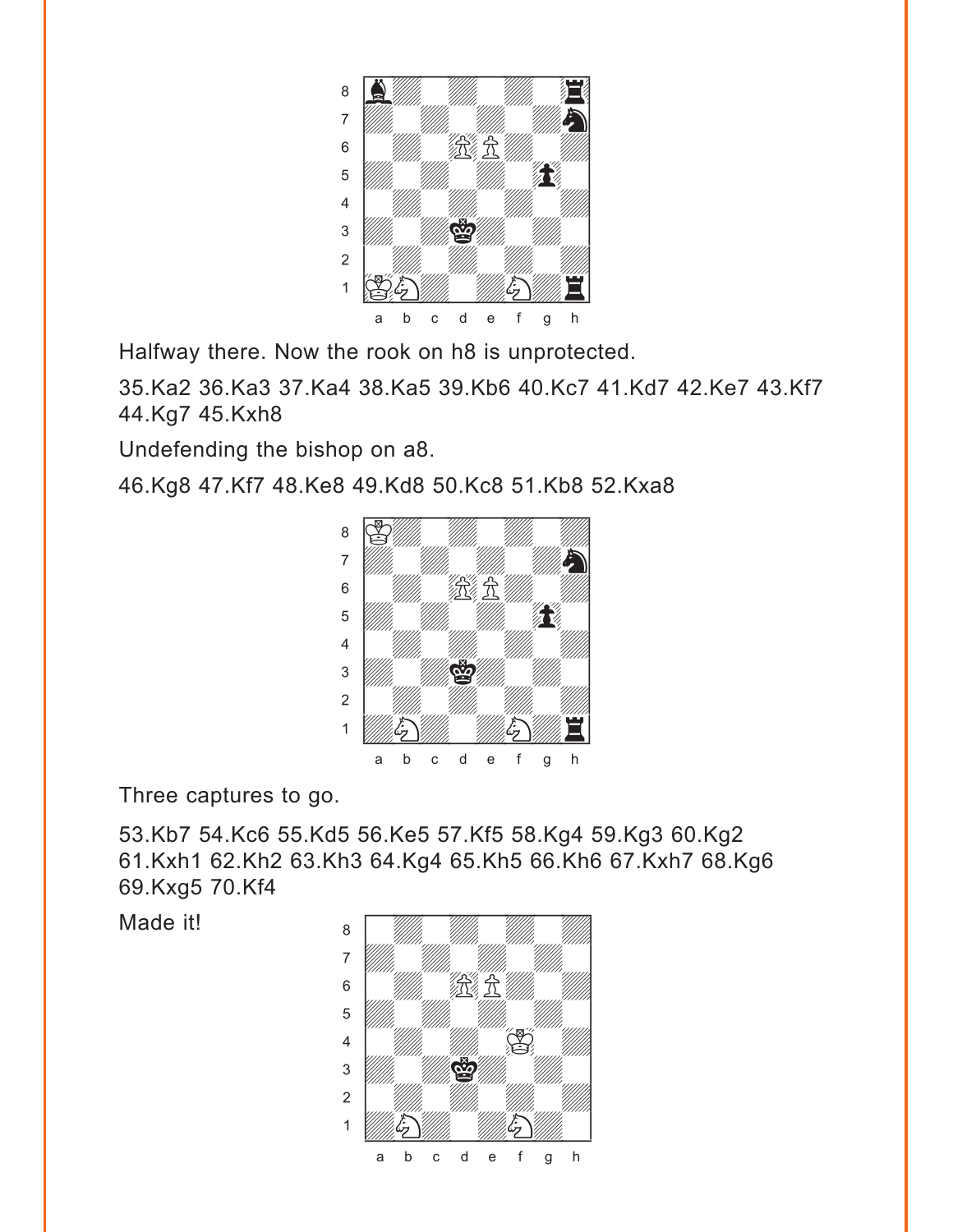Halfway there. Now the rook on h8 is unprotected.

35.Ka2 36.Ka3 37.Ka4 38.Ka5 39.Kb6 40.Kc7 41.Kd7 42.Ke7 43.Kf7 44.Kg7 45.Kxh8

Undefending the bishop on a8.

46.Kg8 47.Kf7 48.Ke8 49.Kd8 50.Kc8 51.Kb8 52.Kxa8

Three captures to go.

53.Kb7 54.Kc6 55.Kd5 56.Ke5 57.Kf5 58.Kg4 59.Kg3 60.Kg2 61.Kxh1 62.Kh2 63.Kh3 64.Kg4 65.Kh5 66.Kh6 67.Kxh7 68.Kg6 69.Kxg5 70.Kf4

Made it!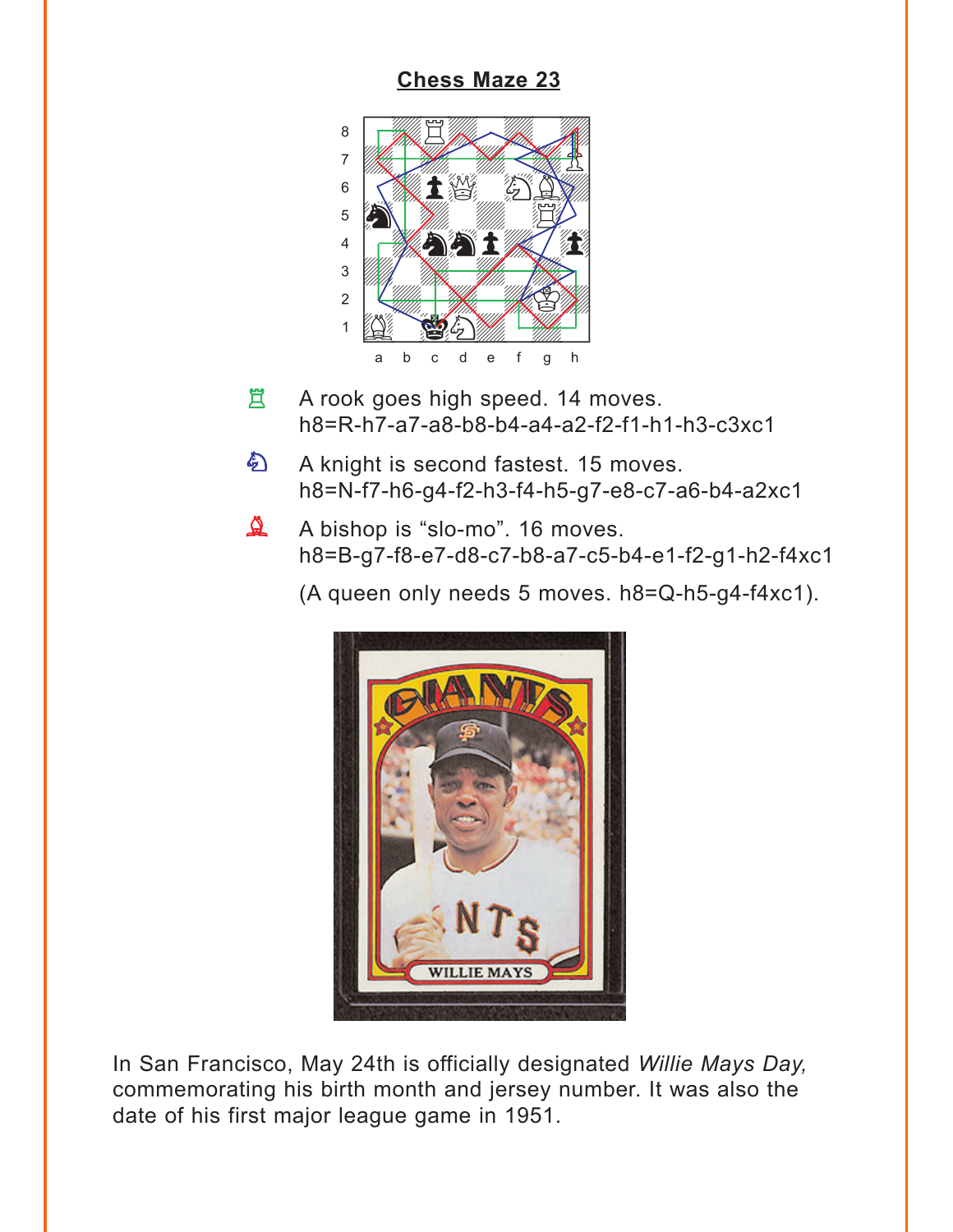# Chess Maze 23

♖ A rook goes high speed. 14 moves.
h8=R-h7-a7-a8-b8-b4-a4-a2-f2-f1-h1-h3-c3xc1

♘ A knight is second fastest. 15 moves.
h8=N-f7-h6-g4-f2-h3-f4-h5-g7-e8-c7-a6-b4-a2xc1

♗ A bishop is "slo-mo". 16 moves.
h8=B-g7-f8-e7-d8-c7-b8-a7-c5-b4-e1-f2-g1-h2-f4xc1

(A queen only needs 5 moves. h8=Q-h5-g4-f4xc1).

In San Francisco, May 24th is officially designated *Willie Mays Day,* commemorating his birth month and jersey number. It was also the date of his first major league game in 1951.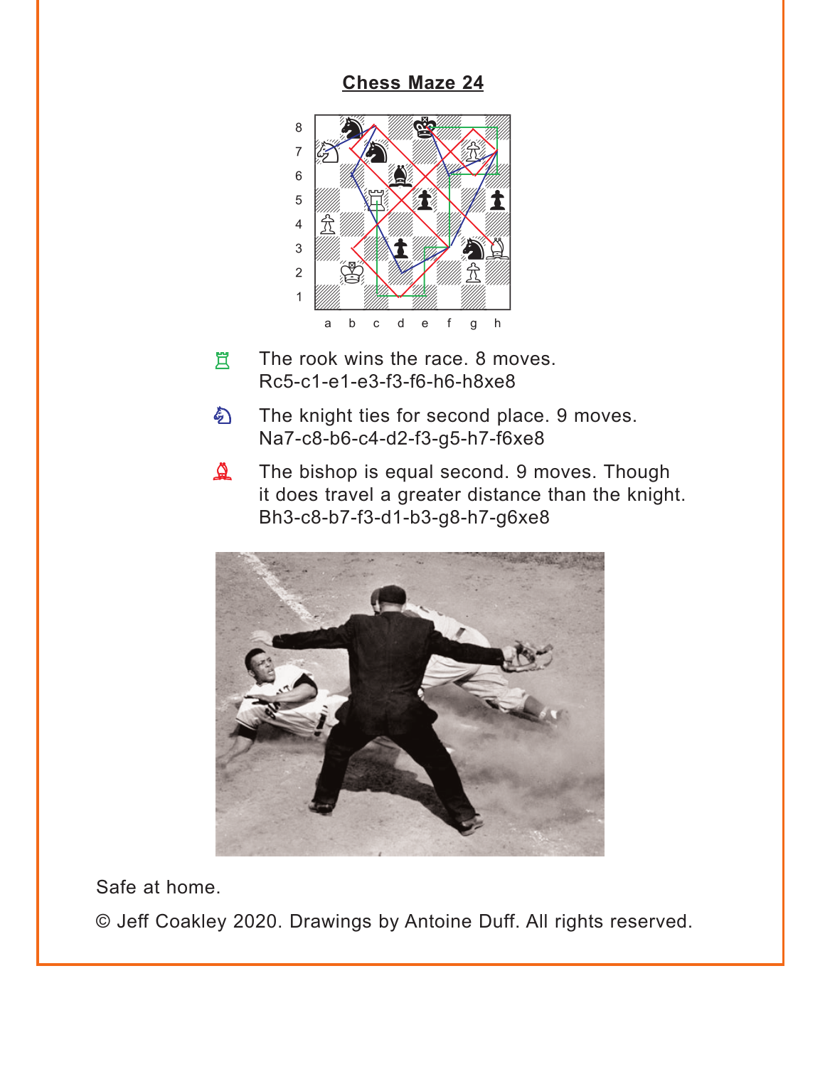## Chess Maze 24

♖ The rook wins the race. 8 moves.
Rc5-c1-e1-e3-f3-f6-h6-h8xe8

♘ The knight ties for second place. 9 moves.
Na7-c8-b6-c4-d2-f3-g5-h7-f6xe8

♗ The bishop is equal second. 9 moves. Though it does travel a greater distance than the knight.
Bh3-c8-b7-f3-d1-b3-g8-h7-g6xe8

Safe at home.

© Jeff Coakley 2020. Drawings by Antoine Duff. All rights reserved.